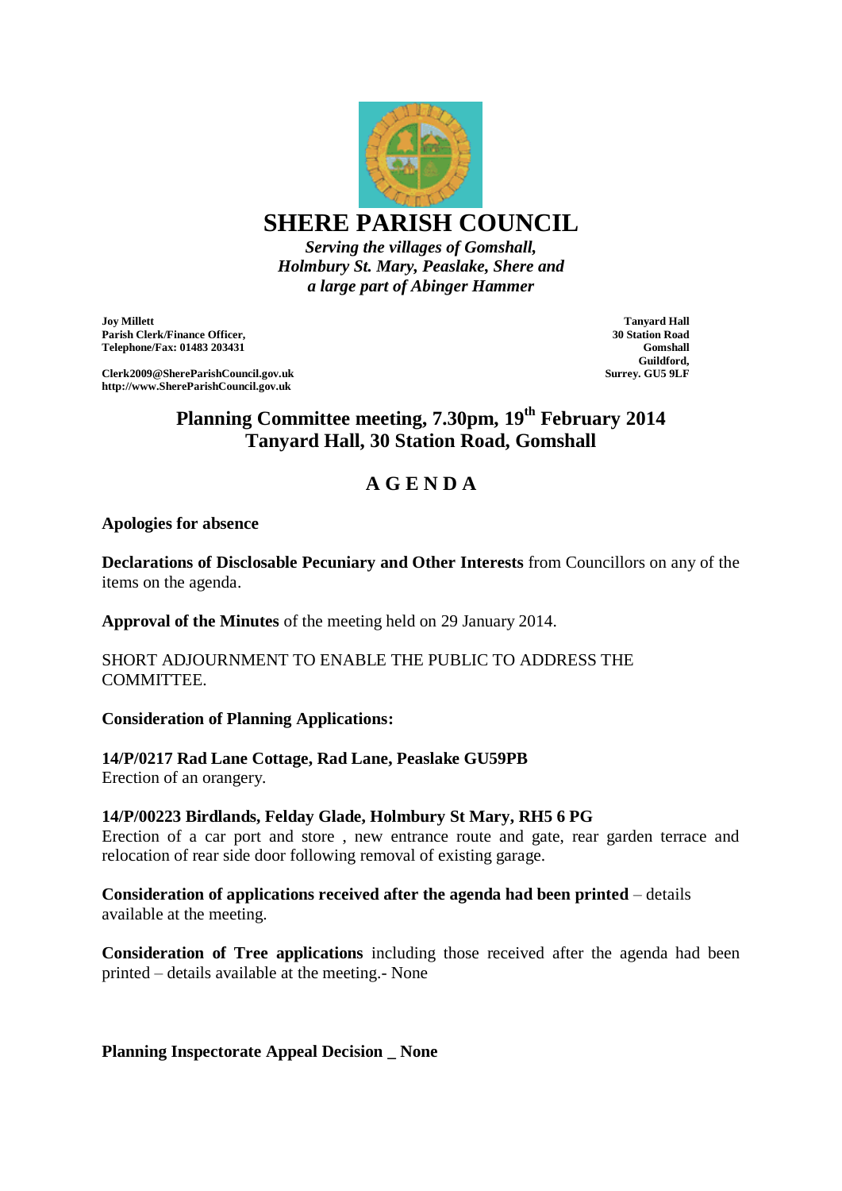# SHERE PARISH COUNCIL

*Serving the villages of Gomshall, Holmbury St. Mary, Peaslake, Shere and a large part of Abinger Hammer*

**Joy Millett**
**Parish Clerk/Finance Officer,**
**Telephone/Fax: 01483 203431**

**Clerk2009@ShereParishCouncil.gov.uk**
**http://www.ShereParishCouncil.gov.uk**

**Tanyard Hall**
**30 Station Road**
**Gomshall**
**Guildford,**
**Surrey. GU5 9LF**

## Planning Committee meeting, 7.30pm, 19th February 2014
## Tanyard Hall, 30 Station Road, Gomshall

## A G E N D A

**Apologies for absence**

**Declarations of Disclosable Pecuniary and Other Interests** from Councillors on any of the items on the agenda.

**Approval of the Minutes** of the meeting held on 29 January 2014.

SHORT ADJOURNMENT TO ENABLE THE PUBLIC TO ADDRESS THE COMMITTEE.

**Consideration of Planning Applications:**

**14/P/0217 Rad Lane Cottage, Rad Lane, Peaslake GU59PB**
Erection of an orangery.

**14/P/00223 Birdlands, Felday Glade, Holmbury St Mary, RH5 6 PG**
Erection of a car port and store , new entrance route and gate, rear garden terrace and relocation of rear side door following removal of existing garage.

**Consideration of applications received after the agenda had been printed** – details available at the meeting.

**Consideration of Tree applications** including those received after the agenda had been printed – details available at the meeting.- None

**Planning Inspectorate Appeal Decision _ None**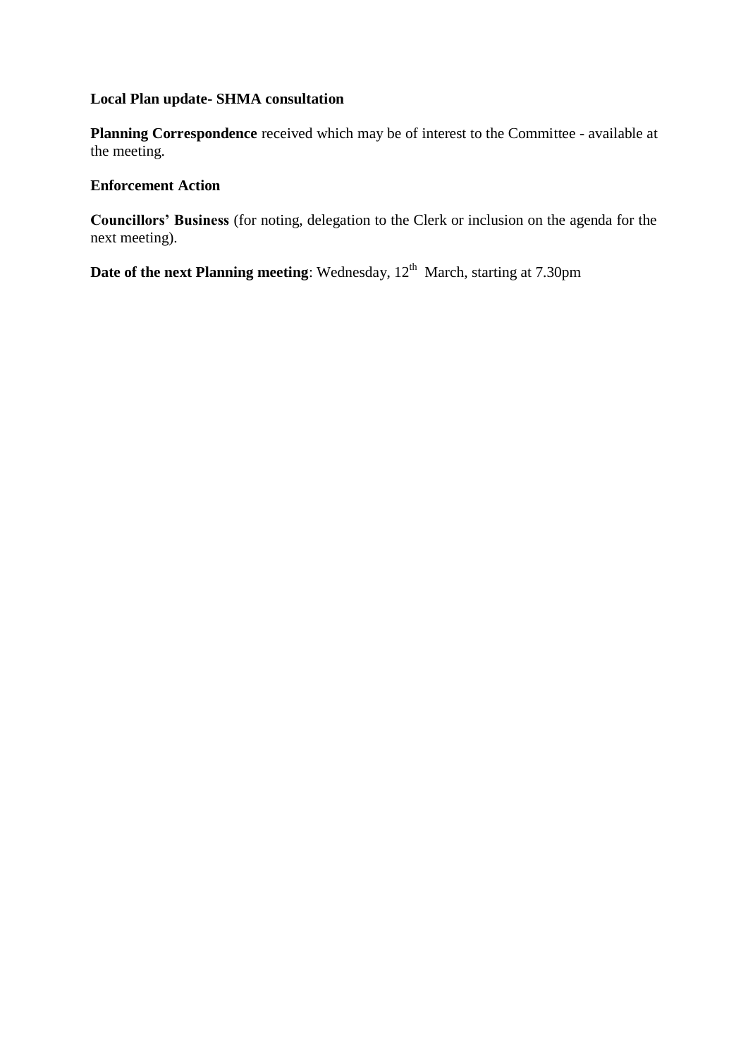**Local Plan update- SHMA consultation**

**Planning Correspondence** received which may be of interest to the Committee - available at the meeting.

**Enforcement Action**

**Councillors' Business** (for noting, delegation to the Clerk or inclusion on the agenda for the next meeting).

**Date of the next Planning meeting**: Wednesday, 12th March, starting at 7.30pm